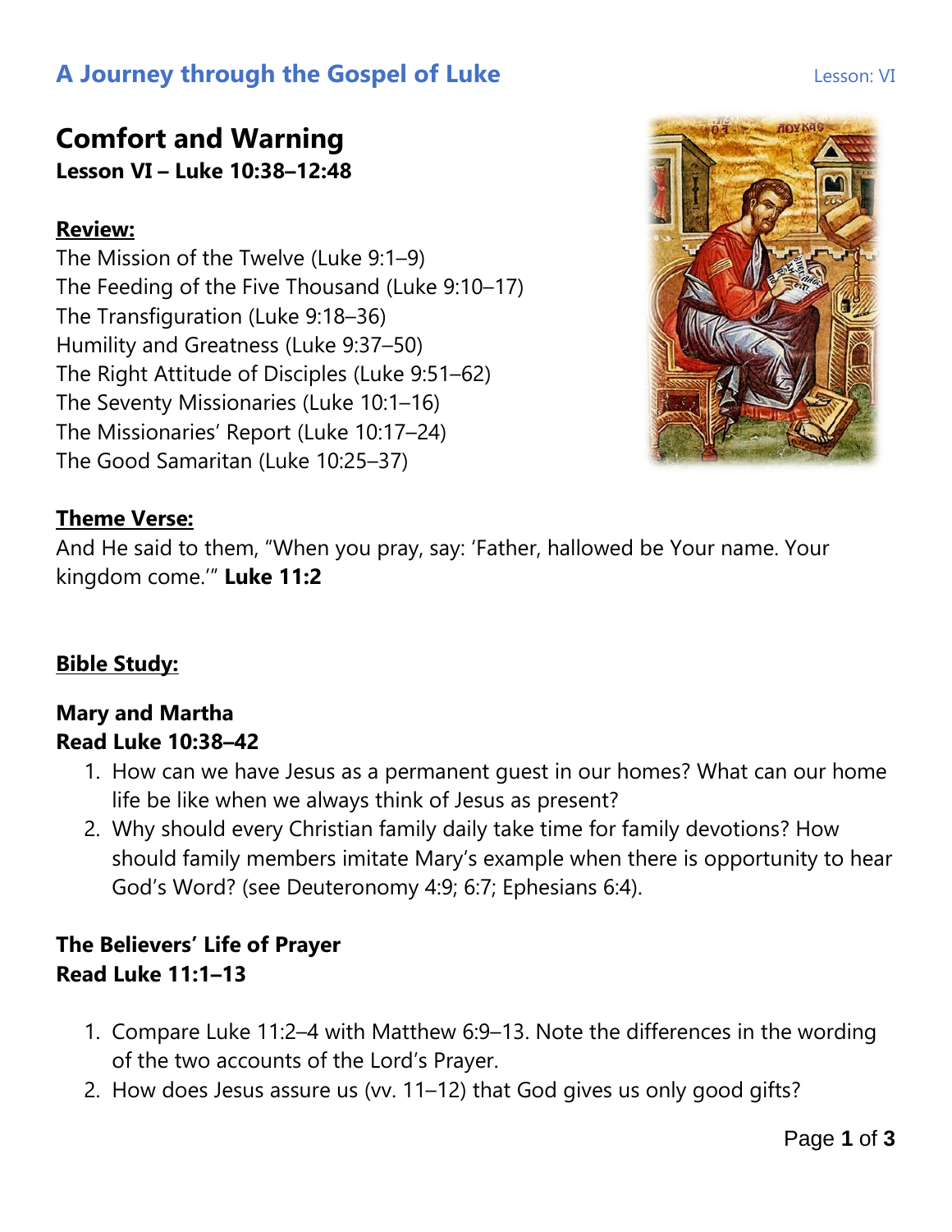# A Journey through the Gospel of Luke

Lesson: VI

## Comfort and Warning

**Lesson VI – Luke 10:38–12:48**

**Review:**

The Mission of the Twelve (Luke 9:1–9)
The Feeding of the Five Thousand (Luke 9:10–17)
The Transfiguration (Luke 9:18–36)
Humility and Greatness (Luke 9:37–50)
The Right Attitude of Disciples (Luke 9:51–62)
The Seventy Missionaries (Luke 10:1–16)
The Missionaries' Report (Luke 10:17–24)
The Good Samaritan (Luke 10:25–37)

**Theme Verse:**

And He said to them, "When you pray, say: 'Father, hallowed be Your name. Your kingdom come.'" **Luke 11:2**

**Bible Study:**

### Mary and Martha
**Read Luke 10:38–42**

1. How can we have Jesus as a permanent guest in our homes? What can our home life be like when we always think of Jesus as present?
2. Why should every Christian family daily take time for family devotions? How should family members imitate Mary's example when there is opportunity to hear God's Word? (see Deuteronomy 4:9; 6:7; Ephesians 6:4).

### The Believers' Life of Prayer
**Read Luke 11:1–13**

1. Compare Luke 11:2–4 with Matthew 6:9–13. Note the differences in the wording of the two accounts of the Lord's Prayer.
2. How does Jesus assure us (vv. 11–12) that God gives us only good gifts?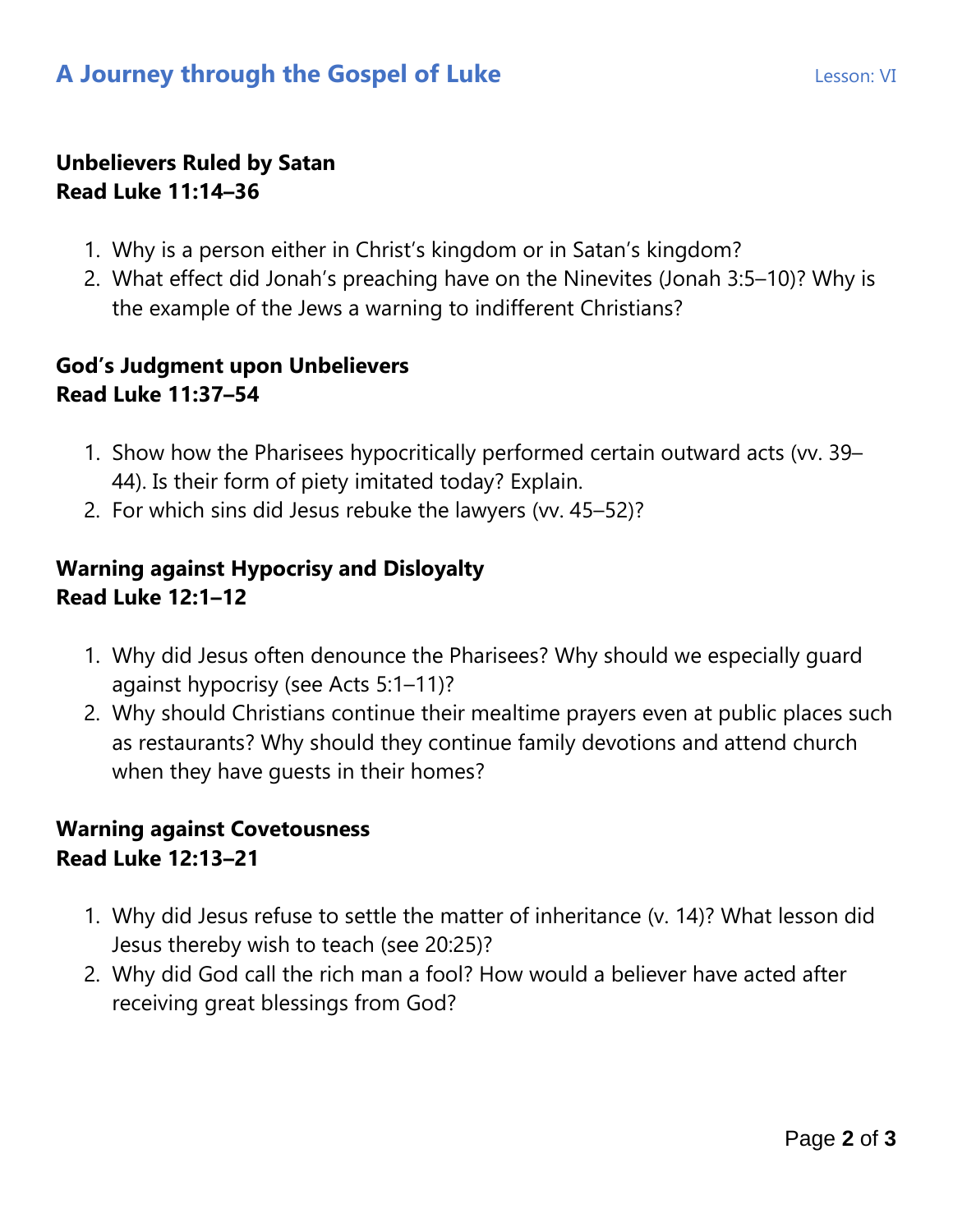**Unbelievers Ruled by Satan**
**Read Luke 11:14–36**

1. Why is a person either in Christ's kingdom or in Satan's kingdom?
2. What effect did Jonah's preaching have on the Ninevites (Jonah 3:5–10)? Why is the example of the Jews a warning to indifferent Christians?

**God's Judgment upon Unbelievers**
**Read Luke 11:37–54**

1. Show how the Pharisees hypocritically performed certain outward acts (vv. 39–44). Is their form of piety imitated today? Explain.
2. For which sins did Jesus rebuke the lawyers (vv. 45–52)?

**Warning against Hypocrisy and Disloyalty**
**Read Luke 12:1–12**

1. Why did Jesus often denounce the Pharisees? Why should we especially guard against hypocrisy (see Acts 5:1–11)?
2. Why should Christians continue their mealtime prayers even at public places such as restaurants? Why should they continue family devotions and attend church when they have guests in their homes?

**Warning against Covetousness**
**Read Luke 12:13–21**

1. Why did Jesus refuse to settle the matter of inheritance (v. 14)? What lesson did Jesus thereby wish to teach (see 20:25)?
2. Why did God call the rich man a fool? How would a believer have acted after receiving great blessings from God?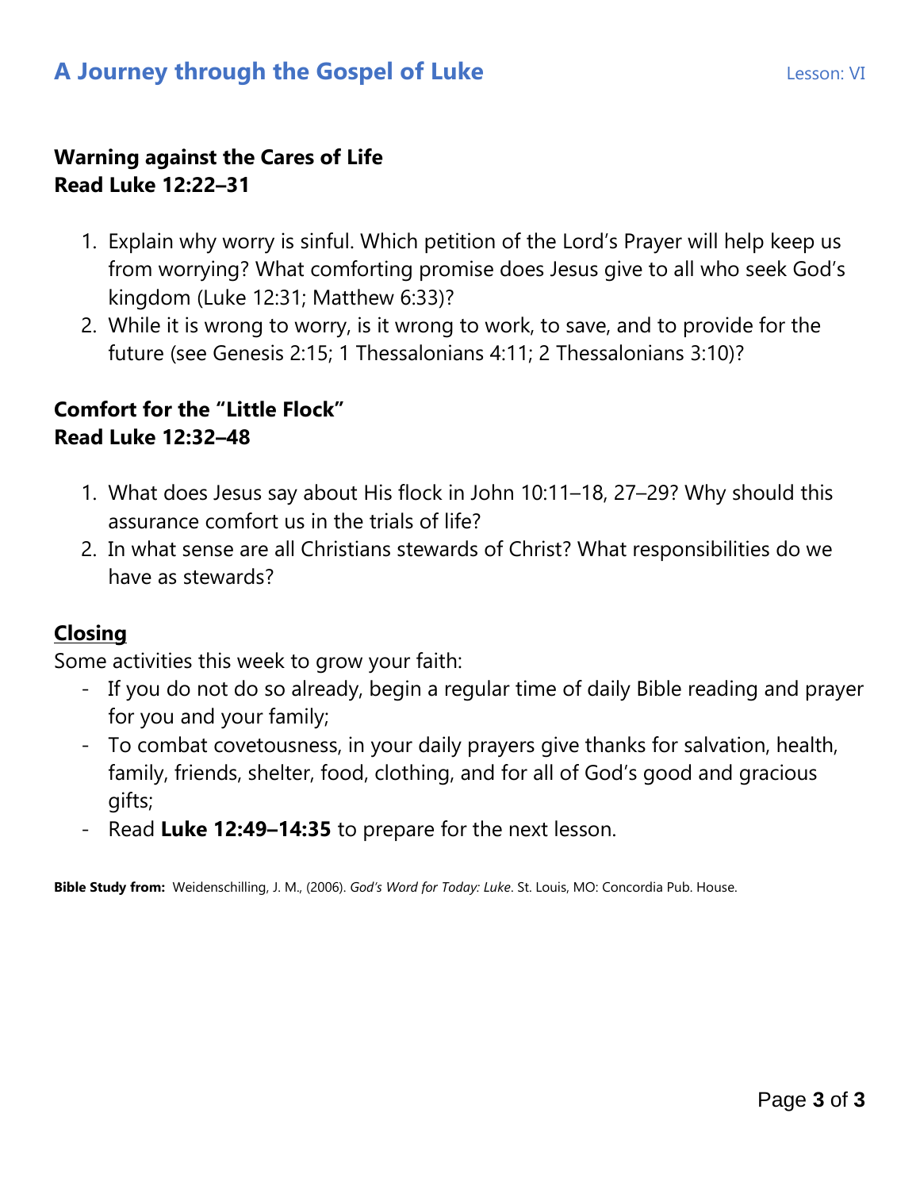## Warning against the Cares of Life
## Read Luke 12:22–31

1. Explain why worry is sinful. Which petition of the Lord's Prayer will help keep us from worrying? What comforting promise does Jesus give to all who seek God's kingdom (Luke 12:31; Matthew 6:33)?
2. While it is wrong to worry, is it wrong to work, to save, and to provide for the future (see Genesis 2:15; 1 Thessalonians 4:11; 2 Thessalonians 3:10)?

## Comfort for the "Little Flock"
## Read Luke 12:32–48

1. What does Jesus say about His flock in John 10:11–18, 27–29? Why should this assurance comfort us in the trials of life?
2. In what sense are all Christians stewards of Christ? What responsibilities do we have as stewards?

## Closing

Some activities this week to grow your faith:

- If you do not do so already, begin a regular time of daily Bible reading and prayer for you and your family;
- To combat covetousness, in your daily prayers give thanks for salvation, health, family, friends, shelter, food, clothing, and for all of God's good and gracious gifts;
- Read **Luke 12:49–14:35** to prepare for the next lesson.

**Bible Study from:** Weidenschilling, J. M., (2006). *God's Word for Today: Luke*. St. Louis, MO: Concordia Pub. House.